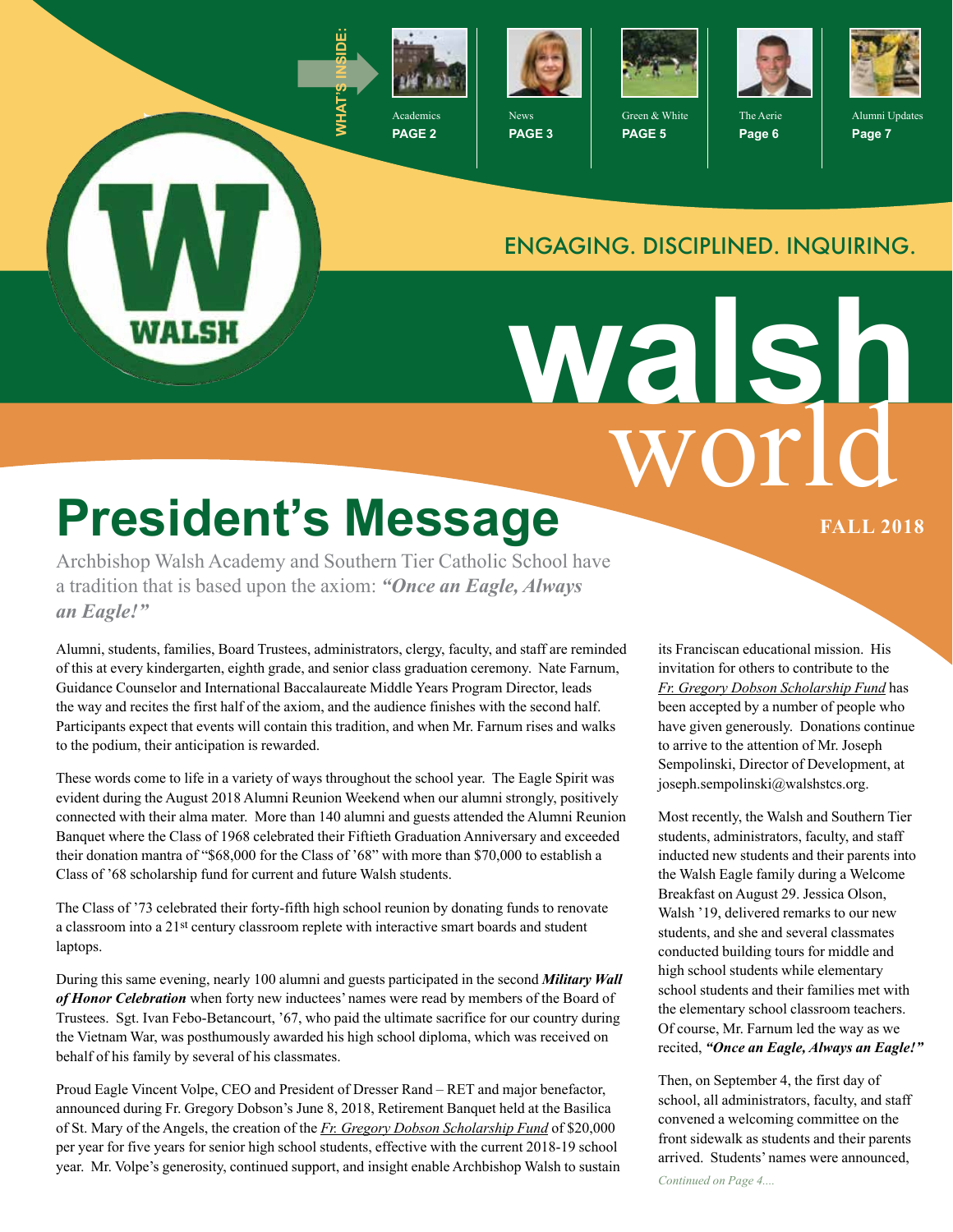WHAT'S INSIDE:

Academics **PAGE 2**

News **PAGE 3**

Green & White **PAGE 5**

The Aerie **Page 6**

Alumni Updates **Page 7**

WALSH

ENGAGING. DISCIPLINED. INQUIRING.

# walsh world

**FALL 2018**

# President's Message

Archbishop Walsh Academy and Southern Tier Catholic School have a tradition that is based upon the axiom: ***"Once an Eagle, Always an Eagle!"***

Alumni, students, families, Board Trustees, administrators, clergy, faculty, and staff are reminded of this at every kindergarten, eighth grade, and senior class graduation ceremony. Nate Farnum, Guidance Counselor and International Baccalaureate Middle Years Program Director, leads the way and recites the first half of the axiom, and the audience finishes with the second half. Participants expect that events will contain this tradition, and when Mr. Farnum rises and walks to the podium, their anticipation is rewarded.

These words come to life in a variety of ways throughout the school year. The Eagle Spirit was evident during the August 2018 Alumni Reunion Weekend when our alumni strongly, positively connected with their alma mater. More than 140 alumni and guests attended the Alumni Reunion Banquet where the Class of 1968 celebrated their Fiftieth Graduation Anniversary and exceeded their donation mantra of "$68,000 for the Class of '68" with more than $70,000 to establish a Class of '68 scholarship fund for current and future Walsh students.

The Class of '73 celebrated their forty-fifth high school reunion by donating funds to renovate a classroom into a 21st century classroom replete with interactive smart boards and student laptops.

During this same evening, nearly 100 alumni and guests participated in the second ***Military Wall of Honor Celebration*** when forty new inductees' names were read by members of the Board of Trustees. Sgt. Ivan Febo-Betancourt, '67, who paid the ultimate sacrifice for our country during the Vietnam War, was posthumously awarded his high school diploma, which was received on behalf of his family by several of his classmates.

Proud Eagle Vincent Volpe, CEO and President of Dresser Rand – RET and major benefactor, announced during Fr. Gregory Dobson's June 8, 2018, Retirement Banquet held at the Basilica of St. Mary of the Angels, the creation of the *Fr. Gregory Dobson Scholarship Fund* of $20,000 per year for five years for senior high school students, effective with the current 2018-19 school year. Mr. Volpe's generosity, continued support, and insight enable Archbishop Walsh to sustain its Franciscan educational mission. His invitation for others to contribute to the *Fr. Gregory Dobson Scholarship Fund* has been accepted by a number of people who have given generously. Donations continue to arrive to the attention of Mr. Joseph Sempolinski, Director of Development, at joseph.sempolinski@walshstcs.org.

Most recently, the Walsh and Southern Tier students, administrators, faculty, and staff inducted new students and their parents into the Walsh Eagle family during a Welcome Breakfast on August 29. Jessica Olson, Walsh '19, delivered remarks to our new students, and she and several classmates conducted building tours for middle and high school students while elementary school students and their families met with the elementary school classroom teachers. Of course, Mr. Farnum led the way as we recited, ***"Once an Eagle, Always an Eagle!"***

Then, on September 4, the first day of school, all administrators, faculty, and staff convened a welcoming committee on the front sidewalk as students and their parents arrived. Students' names were announced,

*Continued on Page 4....*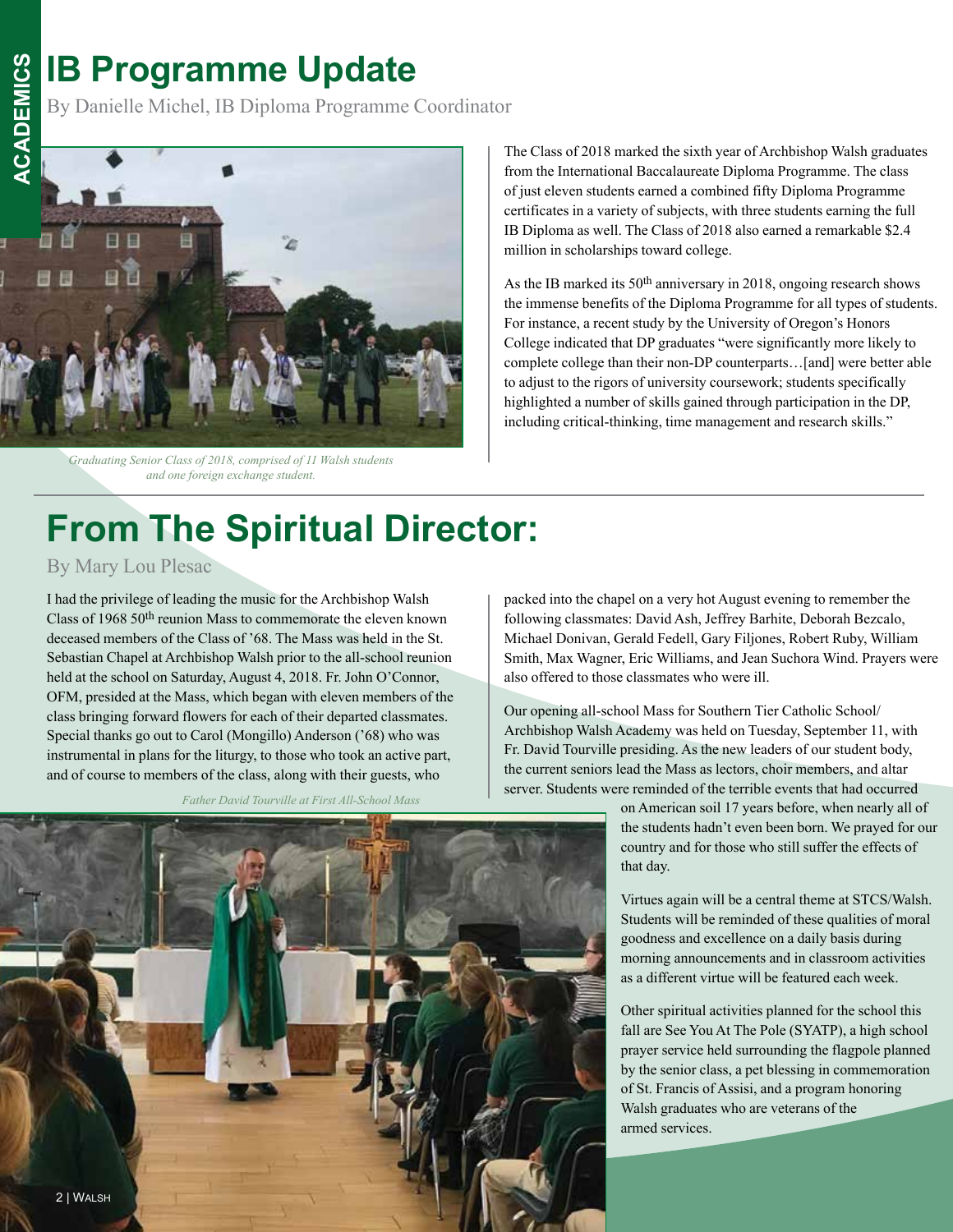# IB Programme Update

By Danielle Michel, IB Diploma Programme Coordinator

*Graduating Senior Class of 2018, comprised of 11 Walsh students and one foreign exchange student.*

The Class of 2018 marked the sixth year of Archbishop Walsh graduates from the International Baccalaureate Diploma Programme. The class of just eleven students earned a combined fifty Diploma Programme certificates in a variety of subjects, with three students earning the full IB Diploma as well. The Class of 2018 also earned a remarkable $2.4 million in scholarships toward college.

As the IB marked its 50th anniversary in 2018, ongoing research shows the immense benefits of the Diploma Programme for all types of students. For instance, a recent study by the University of Oregon's Honors College indicated that DP graduates "were significantly more likely to complete college than their non-DP counterparts…[and] were better able to adjust to the rigors of university coursework; students specifically highlighted a number of skills gained through participation in the DP, including critical-thinking, time management and research skills."

# From The Spiritual Director:

By Mary Lou Plesac

I had the privilege of leading the music for the Archbishop Walsh Class of 1968 50th reunion Mass to commemorate the eleven known deceased members of the Class of '68. The Mass was held in the St. Sebastian Chapel at Archbishop Walsh prior to the all-school reunion held at the school on Saturday, August 4, 2018. Fr. John O'Connor, OFM, presided at the Mass, which began with eleven members of the class bringing forward flowers for each of their departed classmates. Special thanks go out to Carol (Mongillo) Anderson ('68) who was instrumental in plans for the liturgy, to those who took an active part, and of course to members of the class, along with their guests, who packed into the chapel on a very hot August evening to remember the following classmates: David Ash, Jeffrey Barhite, Deborah Bezcalo, Michael Donivan, Gerald Fedell, Gary Filjones, Robert Ruby, William Smith, Max Wagner, Eric Williams, and Jean Suchora Wind. Prayers were also offered to those classmates who were ill.

Our opening all-school Mass for Southern Tier Catholic School/ Archbishop Walsh Academy was held on Tuesday, September 11, with Fr. David Tourville presiding. As the new leaders of our student body, the current seniors lead the Mass as lectors, choir members, and altar server. Students were reminded of the terrible events that had occurred on American soil 17 years before, when nearly all of the students hadn't even been born. We prayed for our country and for those who still suffer the effects of that day.

*Father David Tourville at First All-School Mass*

Virtues again will be a central theme at STCS/Walsh. Students will be reminded of these qualities of moral goodness and excellence on a daily basis during morning announcements and in classroom activities as a different virtue will be featured each week.

Other spiritual activities planned for the school this fall are See You At The Pole (SYATP), a high school prayer service held surrounding the flagpole planned by the senior class, a pet blessing in commemoration of St. Francis of Assisi, and a program honoring Walsh graduates who are veterans of the armed services.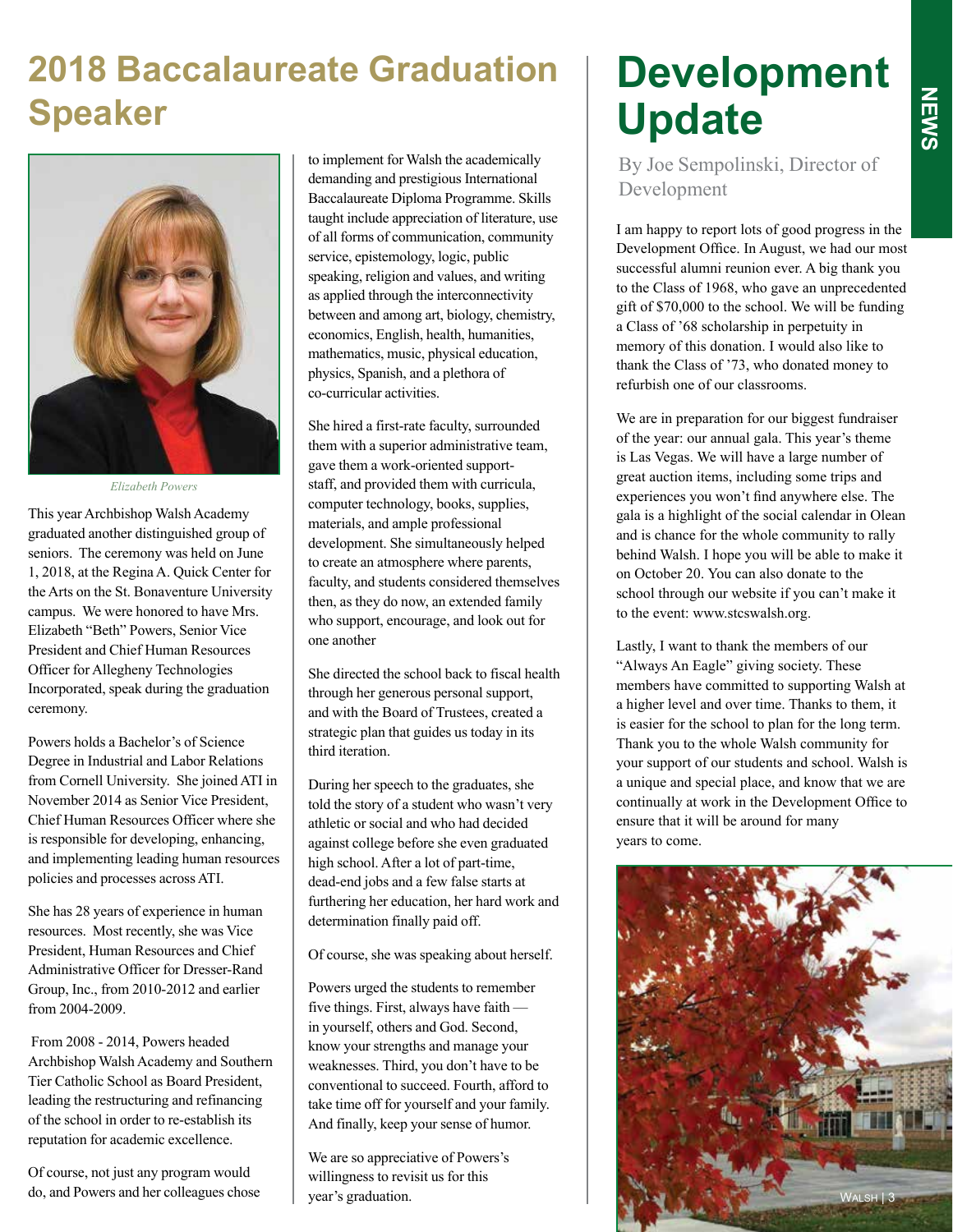# 2018 Baccalaureate Graduation Speaker

*Elizabeth Powers*

This year Archbishop Walsh Academy graduated another distinguished group of seniors. The ceremony was held on June 1, 2018, at the Regina A. Quick Center for the Arts on the St. Bonaventure University campus. We were honored to have Mrs. Elizabeth "Beth" Powers, Senior Vice President and Chief Human Resources Officer for Allegheny Technologies Incorporated, speak during the graduation ceremony.

Powers holds a Bachelor's of Science Degree in Industrial and Labor Relations from Cornell University. She joined ATI in November 2014 as Senior Vice President, Chief Human Resources Officer where she is responsible for developing, enhancing, and implementing leading human resources policies and processes across ATI.

She has 28 years of experience in human resources. Most recently, she was Vice President, Human Resources and Chief Administrative Officer for Dresser-Rand Group, Inc., from 2010-2012 and earlier from 2004-2009.

From 2008 - 2014, Powers headed Archbishop Walsh Academy and Southern Tier Catholic School as Board President, leading the restructuring and refinancing of the school in order to re-establish its reputation for academic excellence.

Of course, not just any program would do, and Powers and her colleagues chose to implement for Walsh the academically demanding and prestigious International Baccalaureate Diploma Programme. Skills taught include appreciation of literature, use of all forms of communication, community service, epistemology, logic, public speaking, religion and values, and writing as applied through the interconnectivity between and among art, biology, chemistry, economics, English, health, humanities, mathematics, music, physical education, physics, Spanish, and a plethora of co-curricular activities.

She hired a first-rate faculty, surrounded them with a superior administrative team, gave them a work-oriented support-staff, and provided them with curricula, computer technology, books, supplies, materials, and ample professional development. She simultaneously helped to create an atmosphere where parents, faculty, and students considered themselves then, as they do now, an extended family who support, encourage, and look out for one another

She directed the school back to fiscal health through her generous personal support, and with the Board of Trustees, created a strategic plan that guides us today in its third iteration.

During her speech to the graduates, she told the story of a student who wasn't very athletic or social and who had decided against college before she even graduated high school. After a lot of part-time, dead-end jobs and a few false starts at furthering her education, her hard work and determination finally paid off.

Of course, she was speaking about herself.

Powers urged the students to remember five things. First, always have faith — in yourself, others and God. Second, know your strengths and manage your weaknesses. Third, you don't have to be conventional to succeed. Fourth, afford to take time off for yourself and your family. And finally, keep your sense of humor.

We are so appreciative of Powers's willingness to revisit us for this year's graduation.

# Development Update

By Joe Sempolinski, Director of Development

I am happy to report lots of good progress in the Development Office. In August, we had our most successful alumni reunion ever. A big thank you to the Class of 1968, who gave an unprecedented gift of $70,000 to the school. We will be funding a Class of '68 scholarship in perpetuity in memory of this donation. I would also like to thank the Class of '73, who donated money to refurbish one of our classrooms.

We are in preparation for our biggest fundraiser of the year: our annual gala. This year's theme is Las Vegas. We will have a large number of great auction items, including some trips and experiences you won't find anywhere else. The gala is a highlight of the social calendar in Olean and is chance for the whole community to rally behind Walsh. I hope you will be able to make it on October 20. You can also donate to the school through our website if you can't make it to the event: www.stcswalsh.org.

Lastly, I want to thank the members of our "Always An Eagle" giving society. These members have committed to supporting Walsh at a higher level and over time. Thanks to them, it is easier for the school to plan for the long term. Thank you to the whole Walsh community for your support of our students and school. Walsh is a unique and special place, and know that we are continually at work in the Development Office to ensure that it will be around for many years to come.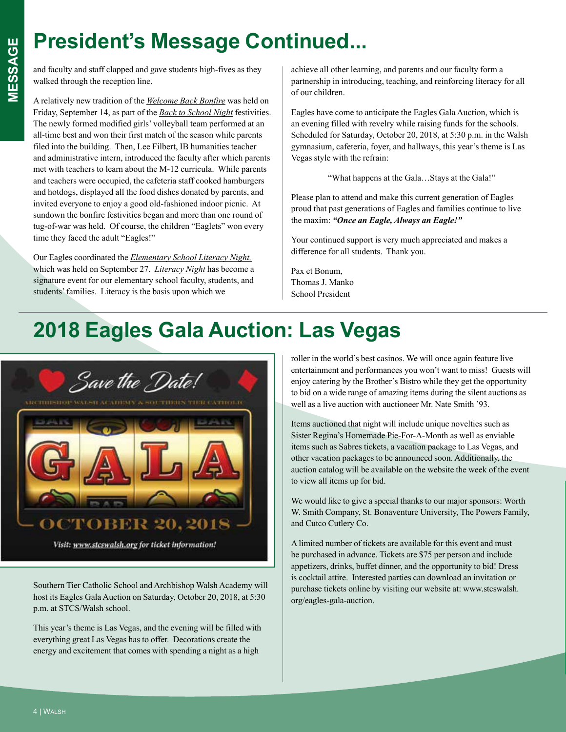# President's Message Continued...

and faculty and staff clapped and gave students high-fives as they walked through the reception line.

A relatively new tradition of the *Welcome Back Bonfire* was held on Friday, September 14, as part of the *Back to School Night* festivities. The newly formed modified girls' volleyball team performed at an all-time best and won their first match of the season while parents filed into the building. Then, Lee Filbert, IB humanities teacher and administrative intern, introduced the faculty after which parents met with teachers to learn about the M-12 curricula. While parents and teachers were occupied, the cafeteria staff cooked hamburgers and hotdogs, displayed all the food dishes donated by parents, and invited everyone to enjoy a good old-fashioned indoor picnic. At sundown the bonfire festivities began and more than one round of tug-of-war was held. Of course, the children "Eaglets" won every time they faced the adult "Eagles!"

Our Eagles coordinated the *Elementary School Literacy Night,* which was held on September 27. *Literacy Night* has become a signature event for our elementary school faculty, students, and students' families. Literacy is the basis upon which we achieve all other learning, and parents and our faculty form a partnership in introducing, teaching, and reinforcing literacy for all of our children.

Eagles have come to anticipate the Eagles Gala Auction, which is an evening filled with revelry while raising funds for the schools. Scheduled for Saturday, October 20, 2018, at 5:30 p.m. in the Walsh gymnasium, cafeteria, foyer, and hallways, this year's theme is Las Vegas style with the refrain:

"What happens at the Gala…Stays at the Gala!"

Please plan to attend and make this current generation of Eagles proud that past generations of Eagles and families continue to live the maxim: ***"Once an Eagle, Always an Eagle!"***

Your continued support is very much appreciated and makes a difference for all students. Thank you.

Pax et Bonum,
Thomas J. Manko
School President

# 2018 Eagles Gala Auction: Las Vegas

Save the Date!
ARCHBISHOP WALSH ACADEMY & SOUTHERN TIER CATHOLIC
GALA
OCTOBER 20, 2018
Visit: www.stcswalsh.org for ticket information!

Southern Tier Catholic School and Archbishop Walsh Academy will host its Eagles Gala Auction on Saturday, October 20, 2018, at 5:30 p.m. at STCS/Walsh school.

This year's theme is Las Vegas, and the evening will be filled with everything great Las Vegas has to offer. Decorations create the energy and excitement that comes with spending a night as a high roller in the world's best casinos. We will once again feature live entertainment and performances you won't want to miss! Guests will enjoy catering by the Brother's Bistro while they get the opportunity to bid on a wide range of amazing items during the silent auctions as well as a live auction with auctioneer Mr. Nate Smith '93.

Items auctioned that night will include unique novelties such as Sister Regina's Homemade Pie-For-A-Month as well as enviable items such as Sabres tickets, a vacation package to Las Vegas, and other vacation packages to be announced soon. Additionally, the auction catalog will be available on the website the week of the event to view all items up for bid.

We would like to give a special thanks to our major sponsors: Worth W. Smith Company, St. Bonaventure University, The Powers Family, and Cutco Cutlery Co.

A limited number of tickets are available for this event and must be purchased in advance. Tickets are $75 per person and include appetizers, drinks, buffet dinner, and the opportunity to bid! Dress is cocktail attire. Interested parties can download an invitation or purchase tickets online by visiting our website at: www.stcswalsh.org/eagles-gala-auction.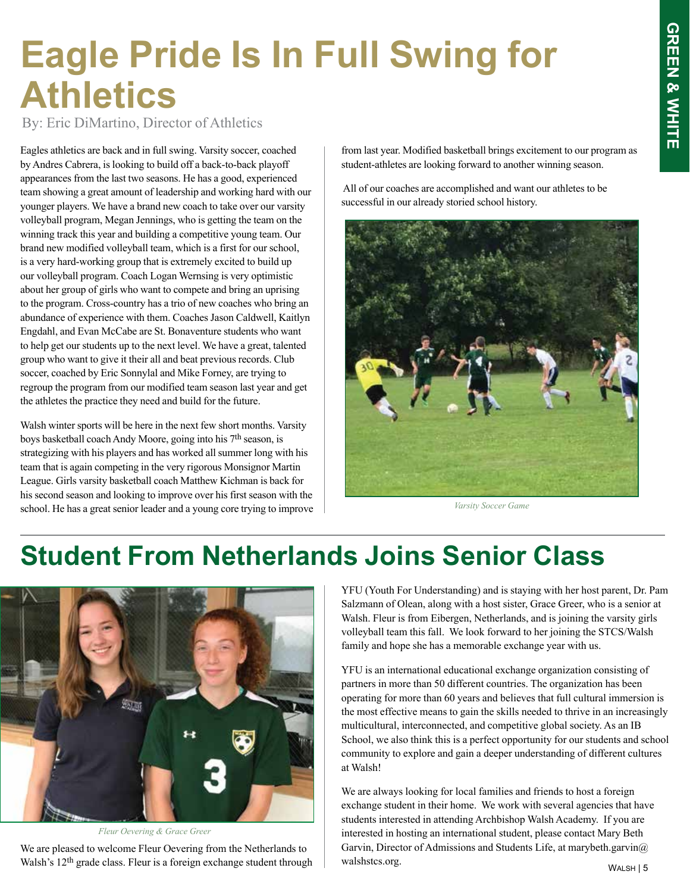# Eagle Pride Is In Full Swing for Athletics

By: Eric DiMartino, Director of Athletics

Eagles athletics are back and in full swing. Varsity soccer, coached by Andres Cabrera, is looking to build off a back-to-back playoff appearances from the last two seasons. He has a good, experienced team showing a great amount of leadership and working hard with our younger players. We have a brand new coach to take over our varsity volleyball program, Megan Jennings, who is getting the team on the winning track this year and building a competitive young team. Our brand new modified volleyball team, which is a first for our school, is a very hard-working group that is extremely excited to build up our volleyball program. Coach Logan Wernsing is very optimistic about her group of girls who want to compete and bring an uprising to the program. Cross-country has a trio of new coaches who bring an abundance of experience with them. Coaches Jason Caldwell, Kaitlyn Engdahl, and Evan McCabe are St. Bonaventure students who want to help get our students up to the next level. We have a great, talented group who want to give it their all and beat previous records. Club soccer, coached by Eric Sonnylal and Mike Forney, are trying to regroup the program from our modified team season last year and get the athletes the practice they need and build for the future.

Walsh winter sports will be here in the next few short months. Varsity boys basketball coach Andy Moore, going into his 7th season, is strategizing with his players and has worked all summer long with his team that is again competing in the very rigorous Monsignor Martin League. Girls varsity basketball coach Matthew Kichman is back for his second season and looking to improve over his first season with the school. He has a great senior leader and a young core trying to improve from last year. Modified basketball brings excitement to our program as student-athletes are looking forward to another winning season.

All of our coaches are accomplished and want our athletes to be successful in our already storied school history.

*Varsity Soccer Game*

## Student From Netherlands Joins Senior Class

*Fleur Oevering & Grace Greer*

We are pleased to welcome Fleur Oevering from the Netherlands to Walsh's 12th grade class. Fleur is a foreign exchange student through YFU (Youth For Understanding) and is staying with her host parent, Dr. Pam Salzmann of Olean, along with a host sister, Grace Greer, who is a senior at Walsh. Fleur is from Eibergen, Netherlands, and is joining the varsity girls volleyball team this fall. We look forward to her joining the STCS/Walsh family and hope she has a memorable exchange year with us.

YFU is an international educational exchange organization consisting of partners in more than 50 different countries. The organization has been operating for more than 60 years and believes that full cultural immersion is the most effective means to gain the skills needed to thrive in an increasingly multicultural, interconnected, and competitive global society. As an IB School, we also think this is a perfect opportunity for our students and school community to explore and gain a deeper understanding of different cultures at Walsh!

We are always looking for local families and friends to host a foreign exchange student in their home. We work with several agencies that have students interested in attending Archbishop Walsh Academy. If you are interested in hosting an international student, please contact Mary Beth Garvin, Director of Admissions and Students Life, at marybeth.garvin@walshstcs.org.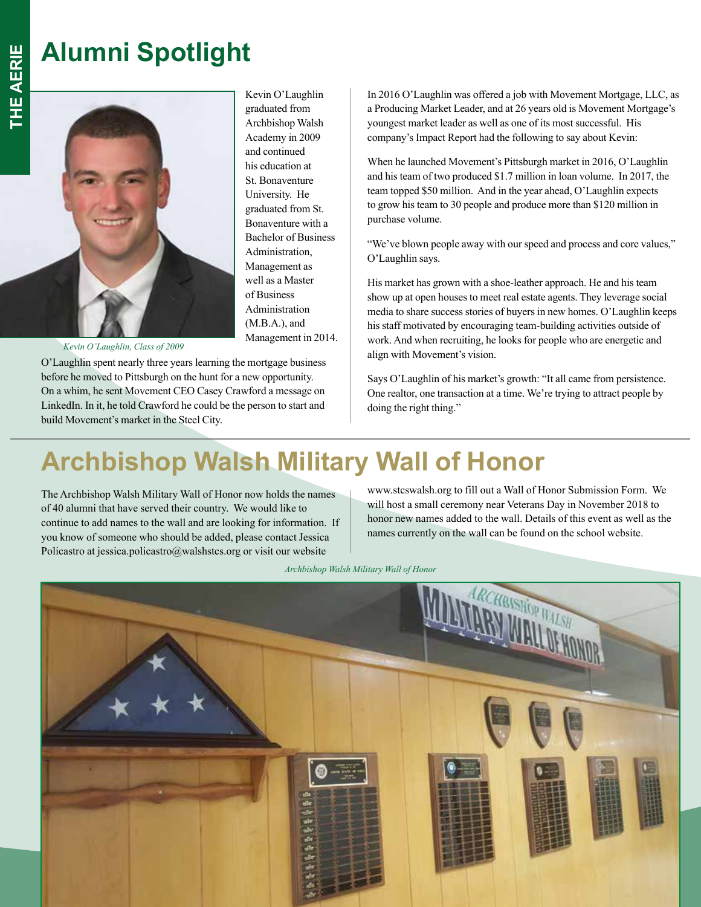# Alumni Spotlight

Kevin O'Laughlin graduated from Archbishop Walsh Academy in 2009 and continued his education at St. Bonaventure University. He graduated from St. Bonaventure with a Bachelor of Business Administration, Management as well as a Master of Business Administration (M.B.A.), and Management in 2014.

*Kevin O'Laughlin, Class of 2009*

O'Laughlin spent nearly three years learning the mortgage business before he moved to Pittsburgh on the hunt for a new opportunity. On a whim, he sent Movement CEO Casey Crawford a message on LinkedIn. In it, he told Crawford he could be the person to start and build Movement's market in the Steel City.

In 2016 O'Laughlin was offered a job with Movement Mortgage, LLC, as a Producing Market Leader, and at 26 years old is Movement Mortgage's youngest market leader as well as one of its most successful. His company's Impact Report had the following to say about Kevin:

When he launched Movement's Pittsburgh market in 2016, O'Laughlin and his team of two produced $1.7 million in loan volume. In 2017, the team topped $50 million. And in the year ahead, O'Laughlin expects to grow his team to 30 people and produce more than $120 million in purchase volume.

"We've blown people away with our speed and process and core values," O'Laughlin says.

His market has grown with a shoe-leather approach. He and his team show up at open houses to meet real estate agents. They leverage social media to share success stories of buyers in new homes. O'Laughlin keeps his staff motivated by encouraging team-building activities outside of work. And when recruiting, he looks for people who are energetic and align with Movement's vision.

Says O'Laughlin of his market's growth: "It all came from persistence. One realtor, one transaction at a time. We're trying to attract people by doing the right thing."

# Archbishop Walsh Military Wall of Honor

The Archbishop Walsh Military Wall of Honor now holds the names of 40 alumni that have served their country. We would like to continue to add names to the wall and are looking for information. If you know of someone who should be added, please contact Jessica Policastro at jessica.policastro@walshstcs.org or visit our website www.stcswalsh.org to fill out a Wall of Honor Submission Form. We will host a small ceremony near Veterans Day in November 2018 to honor new names added to the wall. Details of this event as well as the names currently on the wall can be found on the school website.

*Archbishop Walsh Military Wall of Honor*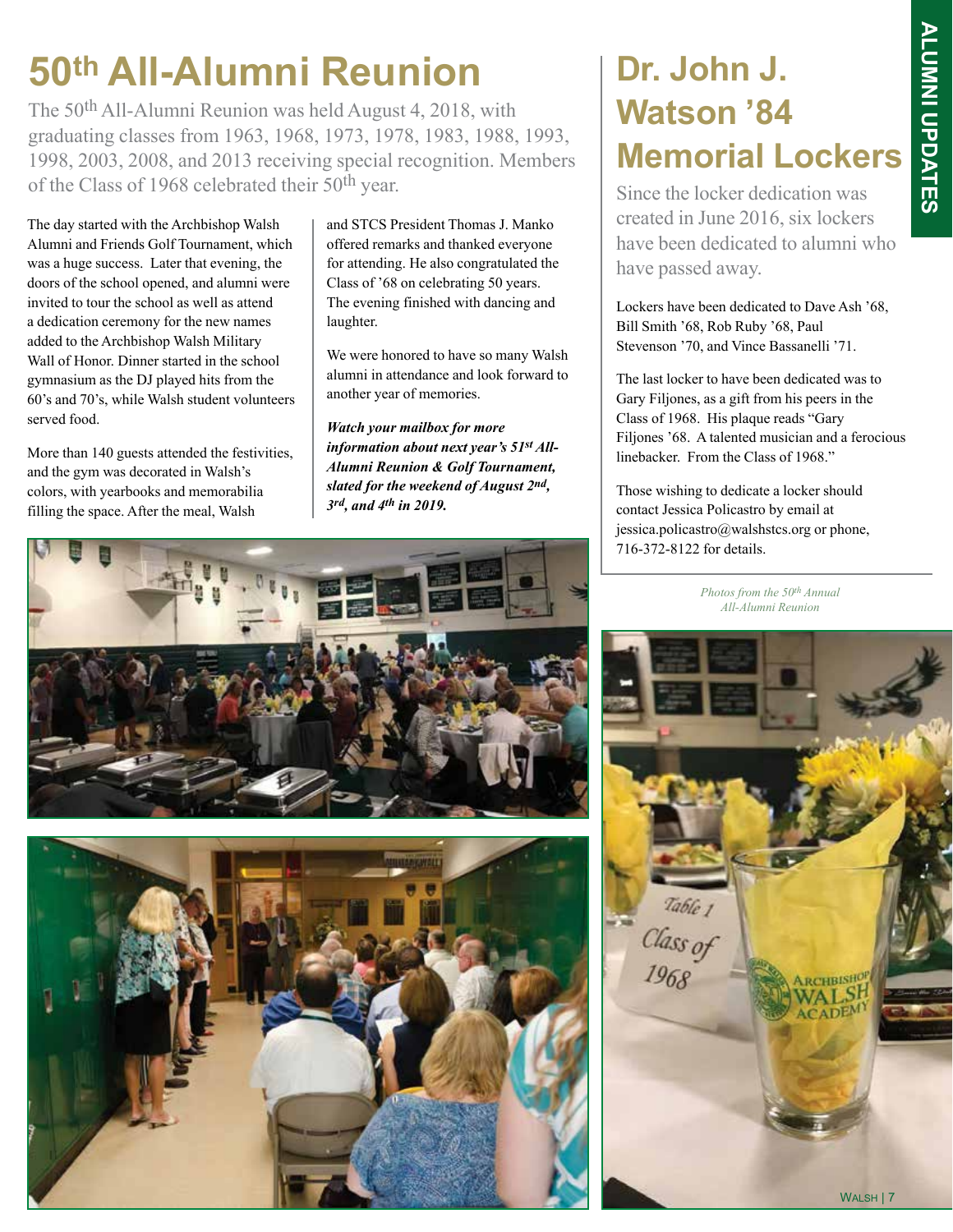# 50th All-Alumni Reunion

The 50th All-Alumni Reunion was held August 4, 2018, with graduating classes from 1963, 1968, 1973, 1978, 1983, 1988, 1993, 1998, 2003, 2008, and 2013 receiving special recognition. Members of the Class of 1968 celebrated their 50th year.

The day started with the Archbishop Walsh Alumni and Friends Golf Tournament, which was a huge success. Later that evening, the doors of the school opened, and alumni were invited to tour the school as well as attend a dedication ceremony for the new names added to the Archbishop Walsh Military Wall of Honor. Dinner started in the school gymnasium as the DJ played hits from the 60's and 70's, while Walsh student volunteers served food.

More than 140 guests attended the festivities, and the gym was decorated in Walsh's colors, with yearbooks and memorabilia filling the space. After the meal, Walsh and STCS President Thomas J. Manko offered remarks and thanked everyone for attending. He also congratulated the Class of '68 on celebrating 50 years. The evening finished with dancing and laughter.

We were honored to have so many Walsh alumni in attendance and look forward to another year of memories.

***Watch your mailbox for more information about next year's 51st All-Alumni Reunion & Golf Tournament, slated for the weekend of August 2nd, 3rd, and 4th in 2019.***

# Dr. John J. Watson '84 Memorial Lockers

Since the locker dedication was created in June 2016, six lockers have been dedicated to alumni who have passed away.

Lockers have been dedicated to Dave Ash '68, Bill Smith '68, Rob Ruby '68, Paul Stevenson '70, and Vince Bassanelli '71.

The last locker to have been dedicated was to Gary Filjones, as a gift from his peers in the Class of 1968. His plaque reads "Gary Filjones '68. A talented musician and a ferocious linebacker. From the Class of 1968."

Those wishing to dedicate a locker should contact Jessica Policastro by email at jessica.policastro@walshstcs.org or phone, 716-372-8122 for details.

*Photos from the 50th Annual All-Alumni Reunion*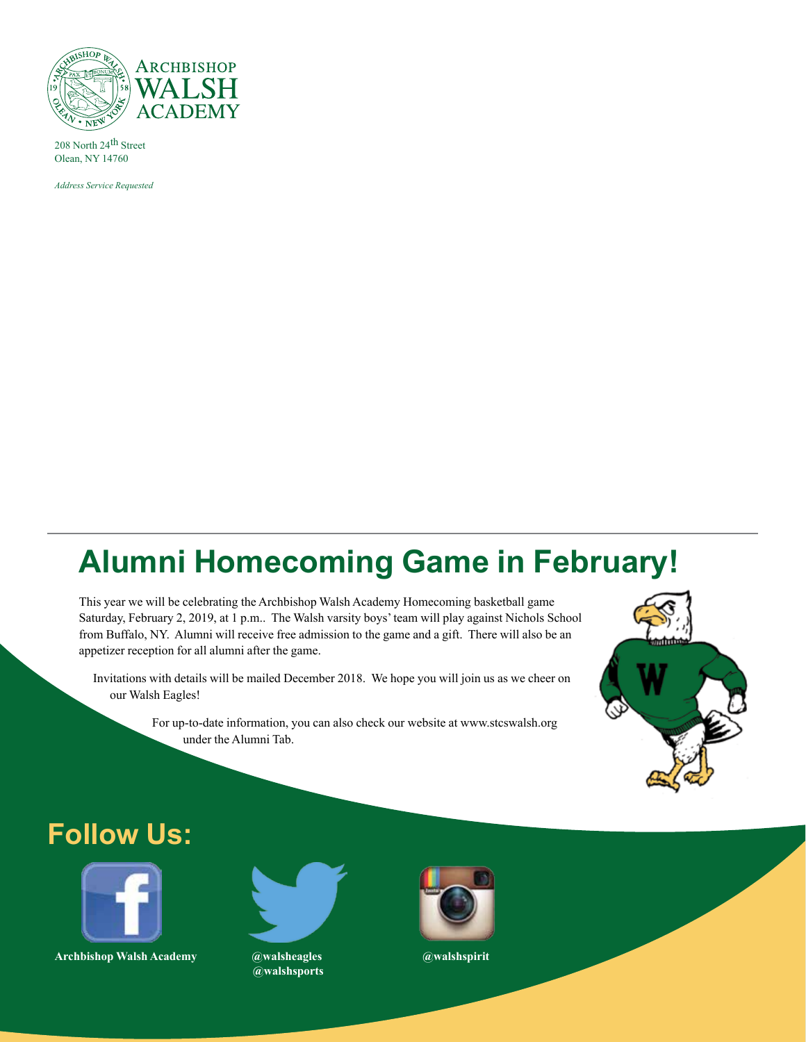ARCHBISHOP WALSH ACADEMY

208 North 24th Street
Olean, NY 14760

*Address Service Requested*

# Alumni Homecoming Game in February!

This year we will be celebrating the Archbishop Walsh Academy Homecoming basketball game Saturday, February 2, 2019, at 1 p.m.. The Walsh varsity boys' team will play against Nichols School from Buffalo, NY. Alumni will receive free admission to the game and a gift. There will also be an appetizer reception for all alumni after the game.

Invitations with details will be mailed December 2018. We hope you will join us as we cheer on our Walsh Eagles!

For up-to-date information, you can also check our website at www.stcswalsh.org under the Alumni Tab.

## Follow Us:

**Archbishop Walsh Academy**

**@walsheagles**
**@walshsports**

**@walshspirit**